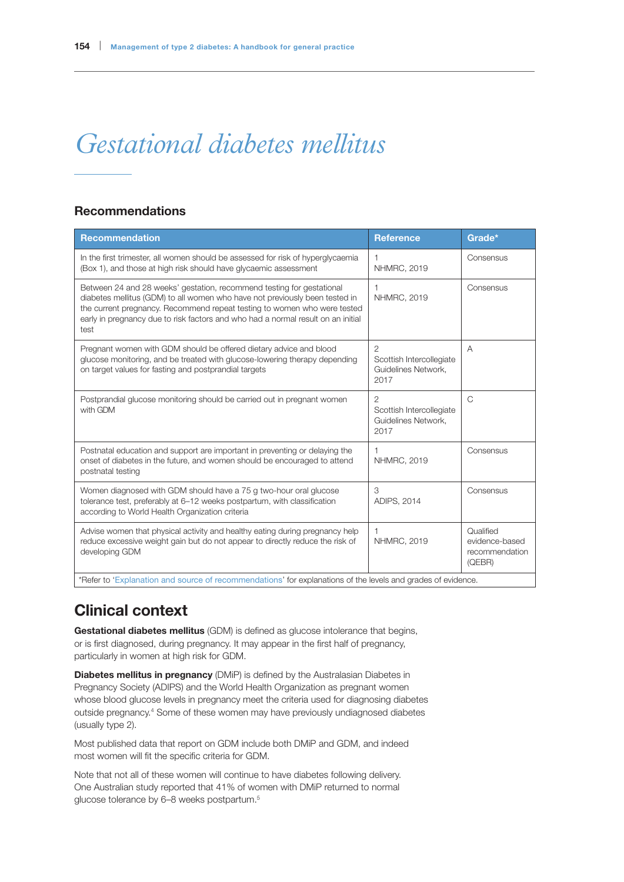# Gestational diabetes mellitus

## Recommendations

| Recommendation | Reference | Grade* |
|---|---|---|
| In the first trimester, all women should be assessed for risk of hyperglycaemia (Box 1), and those at high risk should have glycaemic assessment | 1 NHMRC, 2019 | Consensus |
| Between 24 and 28 weeks' gestation, recommend testing for gestational diabetes mellitus (GDM) to all women who have not previously been tested in the current pregnancy. Recommend repeat testing to women who were tested early in pregnancy due to risk factors and who had a normal result on an initial test | 1 NHMRC, 2019 | Consensus |
| Pregnant women with GDM should be offered dietary advice and blood glucose monitoring, and be treated with glucose-lowering therapy depending on target values for fasting and postprandial targets | 2 Scottish Intercollegiate Guidelines Network, 2017 | A |
| Postprandial glucose monitoring should be carried out in pregnant women with GDM | 2 Scottish Intercollegiate Guidelines Network, 2017 | C |
| Postnatal education and support are important in preventing or delaying the onset of diabetes in the future, and women should be encouraged to attend postnatal testing | 1 NHMRC, 2019 | Consensus |
| Women diagnosed with GDM should have a 75 g two-hour oral glucose tolerance test, preferably at 6–12 weeks postpartum, with classification according to World Health Organization criteria | 3 ADIPS, 2014 | Consensus |
| Advise women that physical activity and healthy eating during pregnancy help reduce excessive weight gain but do not appear to directly reduce the risk of developing GDM | 1 NHMRC, 2019 | Qualified evidence-based recommendation (QEBR) |
| *Refer to 'Explanation and source of recommendations' for explanations of the levels and grades of evidence. | | |

## Clinical context

**Gestational diabetes mellitus** (GDM) is defined as glucose intolerance that begins, or is first diagnosed, during pregnancy. It may appear in the first half of pregnancy, particularly in women at high risk for GDM.

**Diabetes mellitus in pregnancy** (DMiP) is defined by the Australasian Diabetes in Pregnancy Society (ADIPS) and the World Health Organization as pregnant women whose blood glucose levels in pregnancy meet the criteria used for diagnosing diabetes outside pregnancy.[4] Some of these women may have previously undiagnosed diabetes (usually type 2).

Most published data that report on GDM include both DMiP and GDM, and indeed most women will fit the specific criteria for GDM.

Note that not all of these women will continue to have diabetes following delivery. One Australian study reported that 41% of women with DMiP returned to normal glucose tolerance by 6–8 weeks postpartum.[5]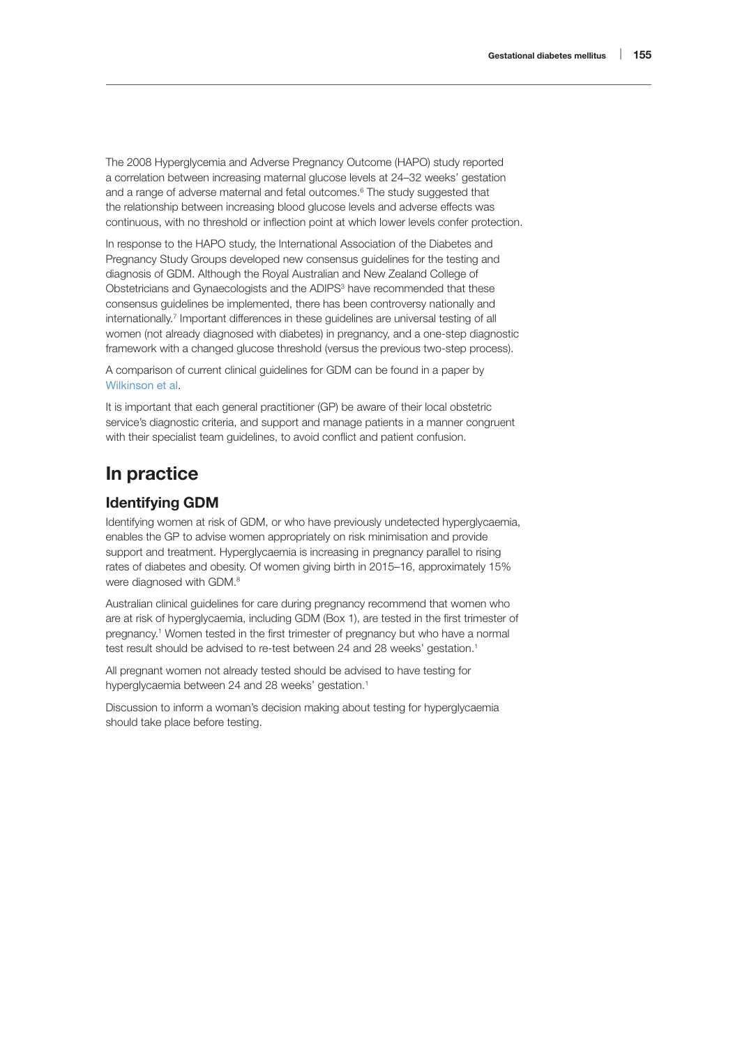The 2008 Hyperglycemia and Adverse Pregnancy Outcome (HAPO) study reported a correlation between increasing maternal glucose levels at 24–32 weeks' gestation and a range of adverse maternal and fetal outcomes.[6] The study suggested that the relationship between increasing blood glucose levels and adverse effects was continuous, with no threshold or inflection point at which lower levels confer protection.

In response to the HAPO study, the International Association of the Diabetes and Pregnancy Study Groups developed new consensus guidelines for the testing and diagnosis of GDM. Although the Royal Australian and New Zealand College of Obstetricians and Gynaecologists and the ADIPS[3] have recommended that these consensus guidelines be implemented, there has been controversy nationally and internationally.[7] Important differences in these guidelines are universal testing of all women (not already diagnosed with diabetes) in pregnancy, and a one-step diagnostic framework with a changed glucose threshold (versus the previous two-step process).

A comparison of current clinical guidelines for GDM can be found in a paper by Wilkinson et al.

It is important that each general practitioner (GP) be aware of their local obstetric service's diagnostic criteria, and support and manage patients in a manner congruent with their specialist team guidelines, to avoid conflict and patient confusion.

## In practice

### Identifying GDM

Identifying women at risk of GDM, or who have previously undetected hyperglycaemia, enables the GP to advise women appropriately on risk minimisation and provide support and treatment. Hyperglycaemia is increasing in pregnancy parallel to rising rates of diabetes and obesity. Of women giving birth in 2015–16, approximately 15% were diagnosed with GDM.[8]

Australian clinical guidelines for care during pregnancy recommend that women who are at risk of hyperglycaemia, including GDM (Box 1), are tested in the first trimester of pregnancy.[1] Women tested in the first trimester of pregnancy but who have a normal test result should be advised to re-test between 24 and 28 weeks' gestation.[1]

All pregnant women not already tested should be advised to have testing for hyperglycaemia between 24 and 28 weeks' gestation.[1]

Discussion to inform a woman's decision making about testing for hyperglycaemia should take place before testing.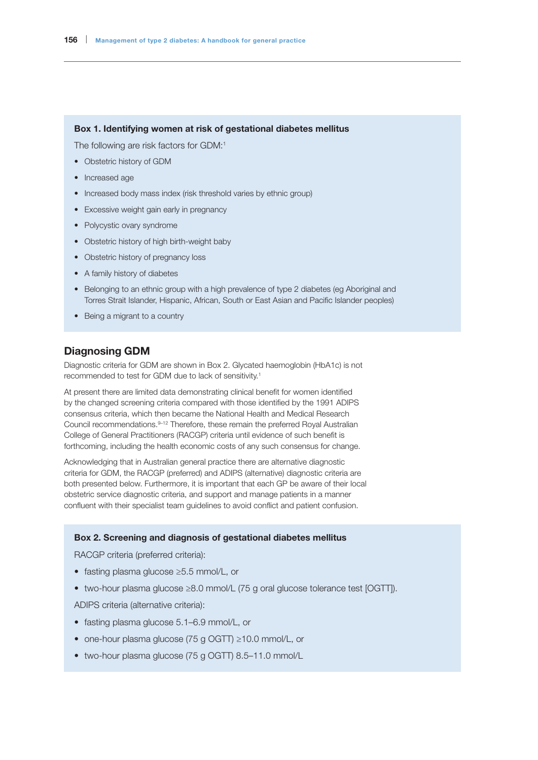**Box 1. Identifying women at risk of gestational diabetes mellitus**

The following are risk factors for GDM:[1]

- Obstetric history of GDM
- Increased age
- Increased body mass index (risk threshold varies by ethnic group)
- Excessive weight gain early in pregnancy
- Polycystic ovary syndrome
- Obstetric history of high birth-weight baby
- Obstetric history of pregnancy loss
- A family history of diabetes
- Belonging to an ethnic group with a high prevalence of type 2 diabetes (eg Aboriginal and Torres Strait Islander, Hispanic, African, South or East Asian and Pacific Islander peoples)
- Being a migrant to a country

## Diagnosing GDM

Diagnostic criteria for GDM are shown in Box 2. Glycated haemoglobin (HbA1c) is not recommended to test for GDM due to lack of sensitivity.[1]

At present there are limited data demonstrating clinical benefit for women identified by the changed screening criteria compared with those identified by the 1991 ADIPS consensus criteria, which then became the National Health and Medical Research Council recommendations.[9–12] Therefore, these remain the preferred Royal Australian College of General Practitioners (RACGP) criteria until evidence of such benefit is forthcoming, including the health economic costs of any such consensus for change.

Acknowledging that in Australian general practice there are alternative diagnostic criteria for GDM, the RACGP (preferred) and ADIPS (alternative) diagnostic criteria are both presented below. Furthermore, it is important that each GP be aware of their local obstetric service diagnostic criteria, and support and manage patients in a manner confluent with their specialist team guidelines to avoid conflict and patient confusion.

**Box 2. Screening and diagnosis of gestational diabetes mellitus**

RACGP criteria (preferred criteria):

- fasting plasma glucose ≥5.5 mmol/L, or
- two-hour plasma glucose ≥8.0 mmol/L (75 g oral glucose tolerance test [OGTT]).

ADIPS criteria (alternative criteria):

- fasting plasma glucose 5.1–6.9 mmol/L, or
- one-hour plasma glucose (75 g OGTT) ≥10.0 mmol/L, or
- two-hour plasma glucose (75 g OGTT) 8.5–11.0 mmol/L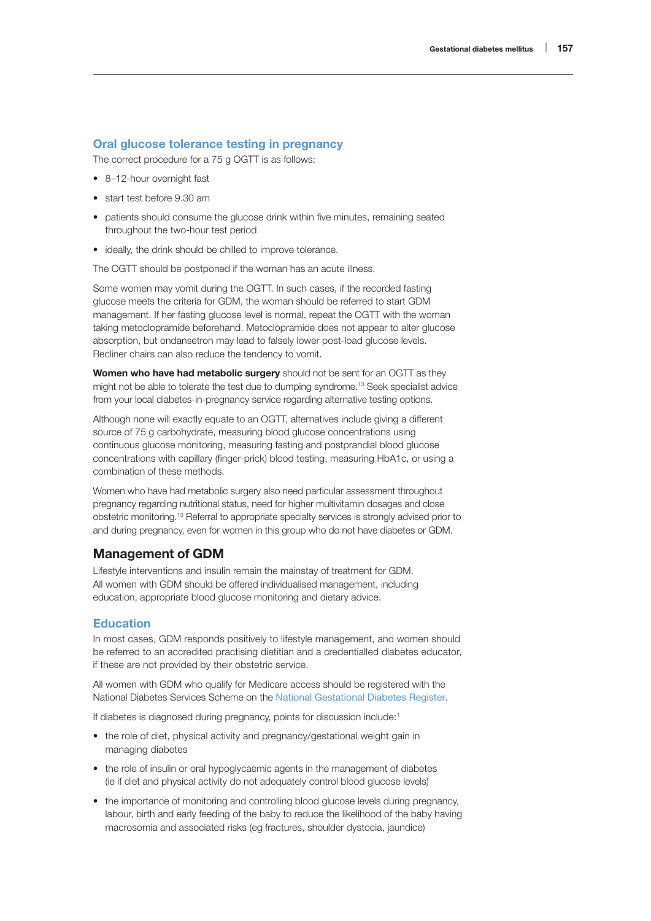### Oral glucose tolerance testing in pregnancy

The correct procedure for a 75 g OGTT is as follows:

- 8–12-hour overnight fast
- start test before 9.30 am
- patients should consume the glucose drink within five minutes, remaining seated throughout the two-hour test period
- ideally, the drink should be chilled to improve tolerance.

The OGTT should be postponed if the woman has an acute illness.

Some women may vomit during the OGTT. In such cases, if the recorded fasting glucose meets the criteria for GDM, the woman should be referred to start GDM management. If her fasting glucose level is normal, repeat the OGTT with the woman taking metoclopramide beforehand. Metoclopramide does not appear to alter glucose absorption, but ondansetron may lead to falsely lower post-load glucose levels. Recliner chairs can also reduce the tendency to vomit.

**Women who have had metabolic surgery** should not be sent for an OGTT as they might not be able to tolerate the test due to dumping syndrome.[13] Seek specialist advice from your local diabetes-in-pregnancy service regarding alternative testing options.

Although none will exactly equate to an OGTT, alternatives include giving a different source of 75 g carbohydrate, measuring blood glucose concentrations using continuous glucose monitoring, measuring fasting and postprandial blood glucose concentrations with capillary (finger-prick) blood testing, measuring HbA1c, or using a combination of these methods.

Women who have had metabolic surgery also need particular assessment throughout pregnancy regarding nutritional status, need for higher multivitamin dosages and close obstetric monitoring.[13] Referral to appropriate specialty services is strongly advised prior to and during pregnancy, even for women in this group who do not have diabetes or GDM.

## Management of GDM

Lifestyle interventions and insulin remain the mainstay of treatment for GDM. All women with GDM should be offered individualised management, including education, appropriate blood glucose monitoring and dietary advice.

### Education

In most cases, GDM responds positively to lifestyle management, and women should be referred to an accredited practising dietitian and a credentialled diabetes educator, if these are not provided by their obstetric service.

All women with GDM who qualify for Medicare access should be registered with the National Diabetes Services Scheme on the National Gestational Diabetes Register.

If diabetes is diagnosed during pregnancy, points for discussion include:[1]

- the role of diet, physical activity and pregnancy/gestational weight gain in managing diabetes
- the role of insulin or oral hypoglycaemic agents in the management of diabetes (ie if diet and physical activity do not adequately control blood glucose levels)
- the importance of monitoring and controlling blood glucose levels during pregnancy, labour, birth and early feeding of the baby to reduce the likelihood of the baby having macrosomia and associated risks (eg fractures, shoulder dystocia, jaundice)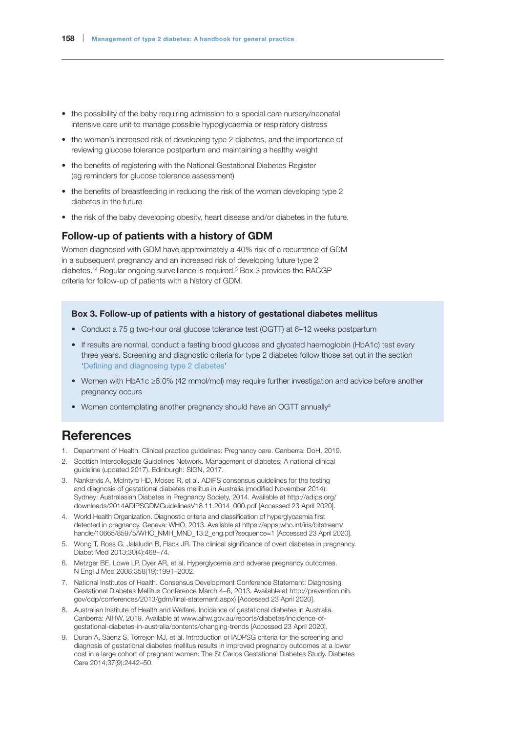- the possibility of the baby requiring admission to a special care nursery/neonatal intensive care unit to manage possible hypoglycaemia or respiratory distress
- the woman's increased risk of developing type 2 diabetes, and the importance of reviewing glucose tolerance postpartum and maintaining a healthy weight
- the benefits of registering with the National Gestational Diabetes Register (eg reminders for glucose tolerance assessment)
- the benefits of breastfeeding in reducing the risk of the woman developing type 2 diabetes in the future
- the risk of the baby developing obesity, heart disease and/or diabetes in the future.

## Follow-up of patients with a history of GDM

Women diagnosed with GDM have approximately a 40% risk of a recurrence of GDM in a subsequent pregnancy and an increased risk of developing future type 2 diabetes.[14] Regular ongoing surveillance is required.[3] Box 3 provides the RACGP criteria for follow-up of patients with a history of GDM.

### Box 3. Follow-up of patients with a history of gestational diabetes mellitus

- Conduct a 75 g two-hour oral glucose tolerance test (OGTT) at 6–12 weeks postpartum
- If results are normal, conduct a fasting blood glucose and glycated haemoglobin (HbA1c) test every three years. Screening and diagnostic criteria for type 2 diabetes follow those set out in the section 'Defining and diagnosing type 2 diabetes'
- Women with HbA1c ≥6.0% (42 mmol/mol) may require further investigation and advice before another pregnancy occurs
- Women contemplating another pregnancy should have an OGTT annually[3]

# References

1. Department of Health. Clinical practice guidelines: Pregnancy care. Canberra: DoH, 2019.
2. Scottish Intercollegiate Guidelines Network. Management of diabetes: A national clinical guideline (updated 2017). Edinburgh: SIGN, 2017.
3. Nankervis A, McIntyre HD, Moses R, et al. ADIPS consensus guidelines for the testing and diagnosis of gestational diabetes mellitus in Australia (modified November 2014): Sydney: Australasian Diabetes in Pregnancy Society, 2014. Available at http://adips.org/downloads/2014ADIPSGDMGuidelinesV18.11.2014_000.pdf [Accessed 23 April 2020].
4. World Health Organization. Diagnostic criteria and classification of hyperglycaemia first detected in pregnancy. Geneva: WHO, 2013. Available at https://apps.who.int/iris/bitstream/handle/10665/85975/WHO_NMH_MND_13.2_eng.pdf?sequence=1 [Accessed 23 April 2020].
5. Wong T, Ross G, Jalaludin B, Flack JR. The clinical significance of overt diabetes in pregnancy. Diabet Med 2013;30(4):468–74.
6. Metzger BE, Lowe LP, Dyer AR, et al. Hyperglycemia and adverse pregnancy outcomes. N Engl J Med 2008;358(19):1991–2002.
7. National Institutes of Health. Consensus Development Conference Statement: Diagnosing Gestational Diabetes Mellitus Conference March 4–6, 2013. Available at http://prevention.nih.gov/cdp/conferences/2013/gdm/final-statement.aspx) [Accessed 23 April 2020].
8. Australian Institute of Health and Welfare. Incidence of gestational diabetes in Australia. Canberra: AIHW, 2019. Available at www.aihw.gov.au/reports/diabetes/incidence-of-gestational-diabetes-in-australia/contents/changing-trends [Accessed 23 April 2020].
9. Duran A, Saenz S, Torrejon MJ, et al. Introduction of IADPSG criteria for the screening and diagnosis of gestational diabetes mellitus results in improved pregnancy outcomes at a lower cost in a large cohort of pregnant women: The St Carlos Gestational Diabetes Study. Diabetes Care 2014;37(9):2442–50.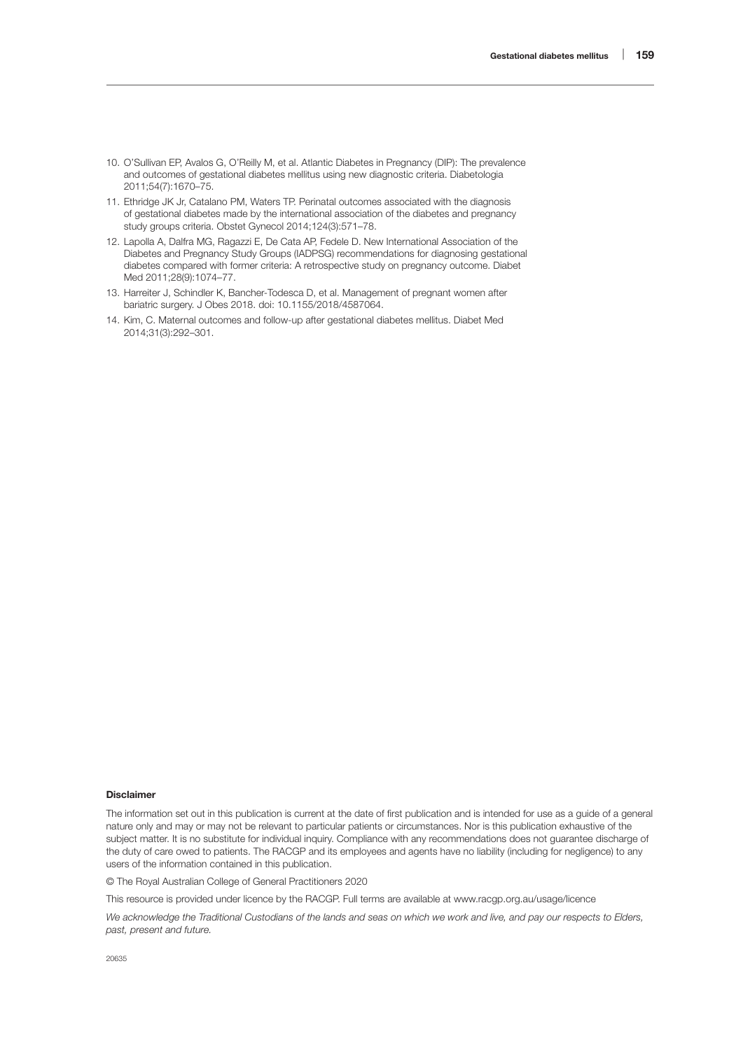10. O'Sullivan EP, Avalos G, O'Reilly M, et al. Atlantic Diabetes in Pregnancy (DIP): The prevalence and outcomes of gestational diabetes mellitus using new diagnostic criteria. Diabetologia 2011;54(7):1670–75.
11. Ethridge JK Jr, Catalano PM, Waters TP. Perinatal outcomes associated with the diagnosis of gestational diabetes made by the international association of the diabetes and pregnancy study groups criteria. Obstet Gynecol 2014;124(3):571–78.
12. Lapolla A, Dalfra MG, Ragazzi E, De Cata AP, Fedele D. New International Association of the Diabetes and Pregnancy Study Groups (IADPSG) recommendations for diagnosing gestational diabetes compared with former criteria: A retrospective study on pregnancy outcome. Diabet Med 2011;28(9):1074–77.
13. Harreiter J, Schindler K, Bancher-Todesca D, et al. Management of pregnant women after bariatric surgery. J Obes 2018. doi: 10.1155/2018/4587064.
14. Kim, C. Maternal outcomes and follow-up after gestational diabetes mellitus. Diabet Med 2014;31(3):292–301.

**Disclaimer**

The information set out in this publication is current at the date of first publication and is intended for use as a guide of a general nature only and may or may not be relevant to particular patients or circumstances. Nor is this publication exhaustive of the subject matter. It is no substitute for individual inquiry. Compliance with any recommendations does not guarantee discharge of the duty of care owed to patients. The RACGP and its employees and agents have no liability (including for negligence) to any users of the information contained in this publication.

© The Royal Australian College of General Practitioners 2020

This resource is provided under licence by the RACGP. Full terms are available at www.racgp.org.au/usage/licence

*We acknowledge the Traditional Custodians of the lands and seas on which we work and live, and pay our respects to Elders, past, present and future.*

20635